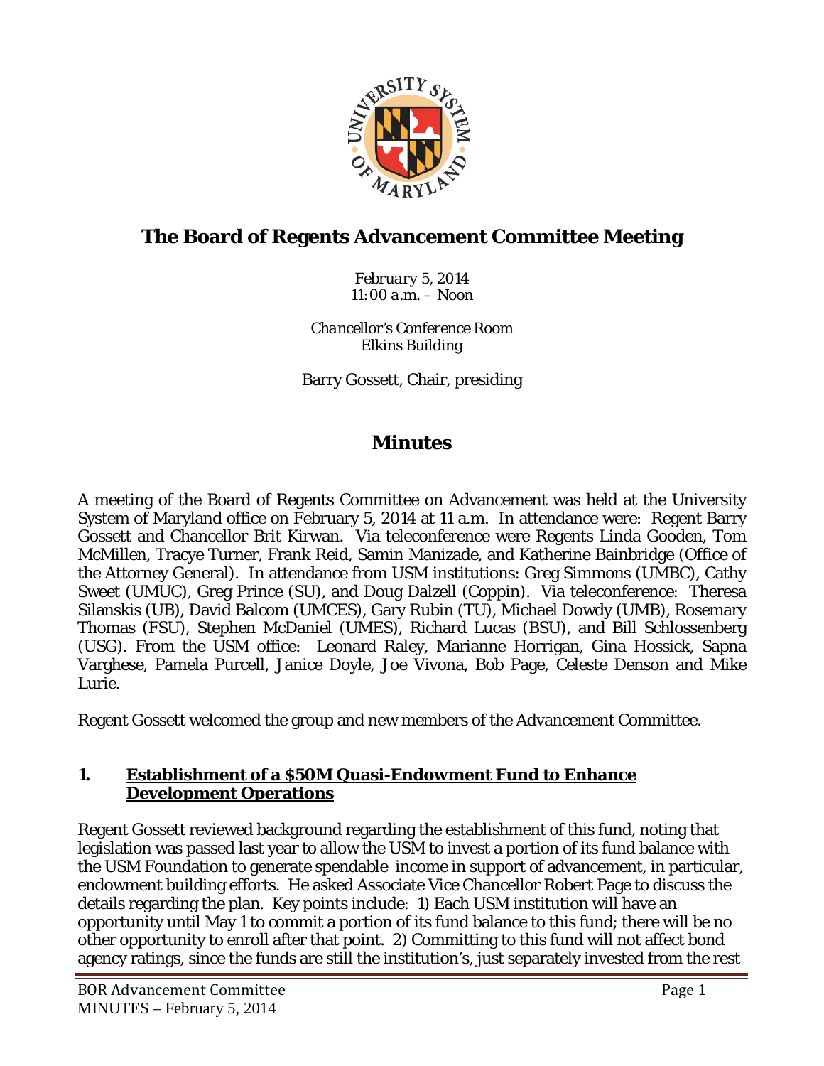# The Board of Regents Advancement Committee Meeting

*February 5, 2014*
*11:00 a.m. – Noon*

*Chancellor's Conference Room*
*Elkins Building*

Barry Gossett, Chair, presiding

## Minutes

A meeting of the Board of Regents Committee on Advancement was held at the University System of Maryland office on February 5, 2014 at 11 a.m. In attendance were: Regent Barry Gossett and Chancellor Brit Kirwan. Via teleconference were Regents Linda Gooden, Tom McMillen, Tracye Turner, Frank Reid, Samin Manizade, and Katherine Bainbridge (Office of the Attorney General). In attendance from USM institutions: Greg Simmons (UMBC), Cathy Sweet (UMUC), Greg Prince (SU), and Doug Dalzell (Coppin). Via teleconference: Theresa Silanskis (UB), David Balcom (UMCES), Gary Rubin (TU), Michael Dowdy (UMB), Rosemary Thomas (FSU), Stephen McDaniel (UMES), Richard Lucas (BSU), and Bill Schlossenberg (USG). From the USM office: Leonard Raley, Marianne Horrigan, Gina Hossick, Sapna Varghese, Pamela Purcell, Janice Doyle, Joe Vivona, Bob Page, Celeste Denson and Mike Lurie.

Regent Gossett welcomed the group and new members of the Advancement Committee.

### 1. Establishment of a $50M Quasi-Endowment Fund to Enhance Development Operations

Regent Gossett reviewed background regarding the establishment of this fund, noting that legislation was passed last year to allow the USM to invest a portion of its fund balance with the USM Foundation to generate spendable income in support of advancement, in particular, endowment building efforts. He asked Associate Vice Chancellor Robert Page to discuss the details regarding the plan. Key points include: 1) Each USM institution will have an opportunity until May 1 to commit a portion of its fund balance to this fund; there will be no other opportunity to enroll after that point. 2) Committing to this fund will not affect bond agency ratings, since the funds are still the institution's, just separately invested from the rest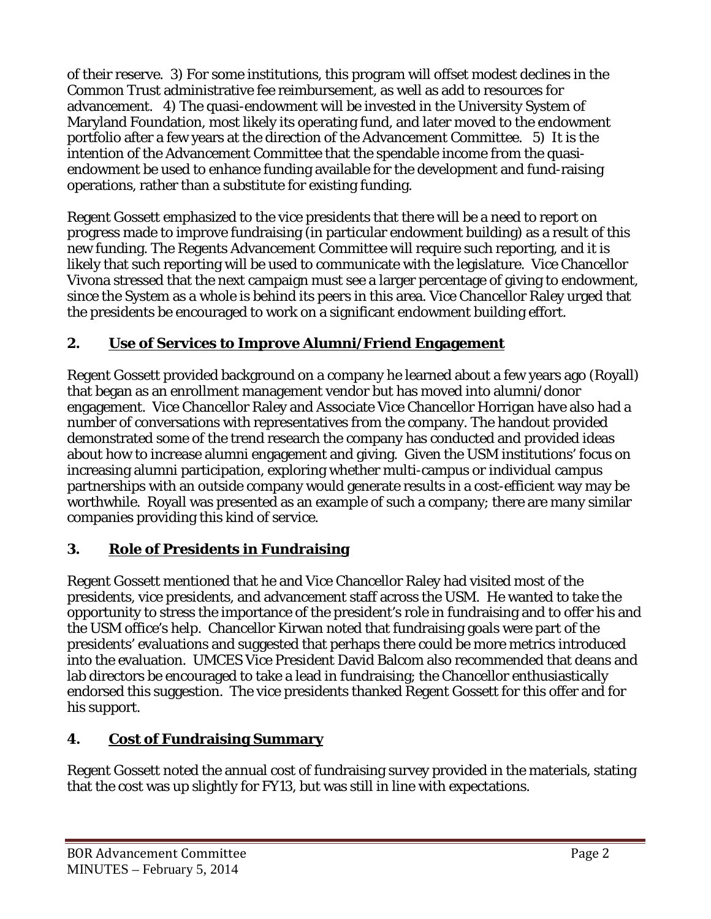of their reserve. 3) For some institutions, this program will offset modest declines in the Common Trust administrative fee reimbursement, as well as add to resources for advancement. 4) The quasi-endowment will be invested in the University System of Maryland Foundation, most likely its operating fund, and later moved to the endowment portfolio after a few years at the direction of the Advancement Committee. 5) It is the intention of the Advancement Committee that the spendable income from the quasi-endowment be used to enhance funding available for the development and fund-raising operations, rather than a substitute for existing funding.

Regent Gossett emphasized to the vice presidents that there will be a need to report on progress made to improve fundraising (in particular endowment building) as a result of this new funding. The Regents Advancement Committee will require such reporting, and it is likely that such reporting will be used to communicate with the legislature. Vice Chancellor Vivona stressed that the next campaign must see a larger percentage of giving to endowment, since the System as a whole is behind its peers in this area. Vice Chancellor Raley urged that the presidents be encouraged to work on a significant endowment building effort.

## 2. Use of Services to Improve Alumni/Friend Engagement

Regent Gossett provided background on a company he learned about a few years ago (Royall) that began as an enrollment management vendor but has moved into alumni/donor engagement. Vice Chancellor Raley and Associate Vice Chancellor Horrigan have also had a number of conversations with representatives from the company. The handout provided demonstrated some of the trend research the company has conducted and provided ideas about how to increase alumni engagement and giving. Given the USM institutions' focus on increasing alumni participation, exploring whether multi-campus or individual campus partnerships with an outside company would generate results in a cost-efficient way may be worthwhile. Royall was presented as an example of such a company; there are many similar companies providing this kind of service.

## 3. Role of Presidents in Fundraising

Regent Gossett mentioned that he and Vice Chancellor Raley had visited most of the presidents, vice presidents, and advancement staff across the USM. He wanted to take the opportunity to stress the importance of the president's role in fundraising and to offer his and the USM office's help. Chancellor Kirwan noted that fundraising goals were part of the presidents' evaluations and suggested that perhaps there could be more metrics introduced into the evaluation. UMCES Vice President David Balcom also recommended that deans and lab directors be encouraged to take a lead in fundraising; the Chancellor enthusiastically endorsed this suggestion. The vice presidents thanked Regent Gossett for this offer and for his support.

## 4. Cost of Fundraising Summary

Regent Gossett noted the annual cost of fundraising survey provided in the materials, stating that the cost was up slightly for FY13, but was still in line with expectations.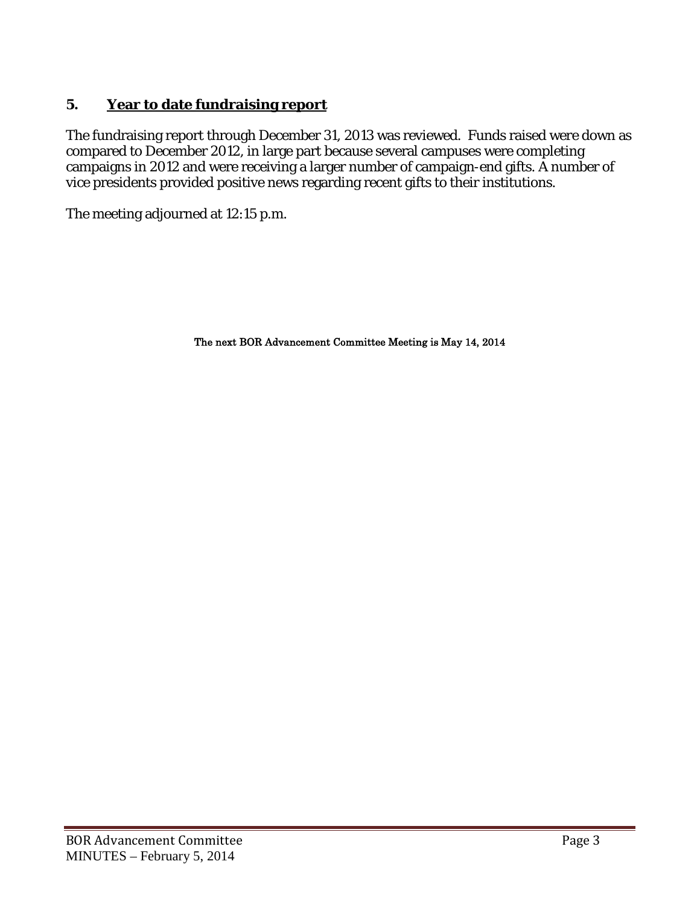## 5. Year to date fundraising report

The fundraising report through December 31, 2013 was reviewed. Funds raised were down as compared to December 2012, in large part because several campuses were completing campaigns in 2012 and were receiving a larger number of campaign-end gifts. A number of vice presidents provided positive news regarding recent gifts to their institutions.

The meeting adjourned at 12:15 p.m.

**The next BOR Advancement Committee Meeting is May 14, 2014**